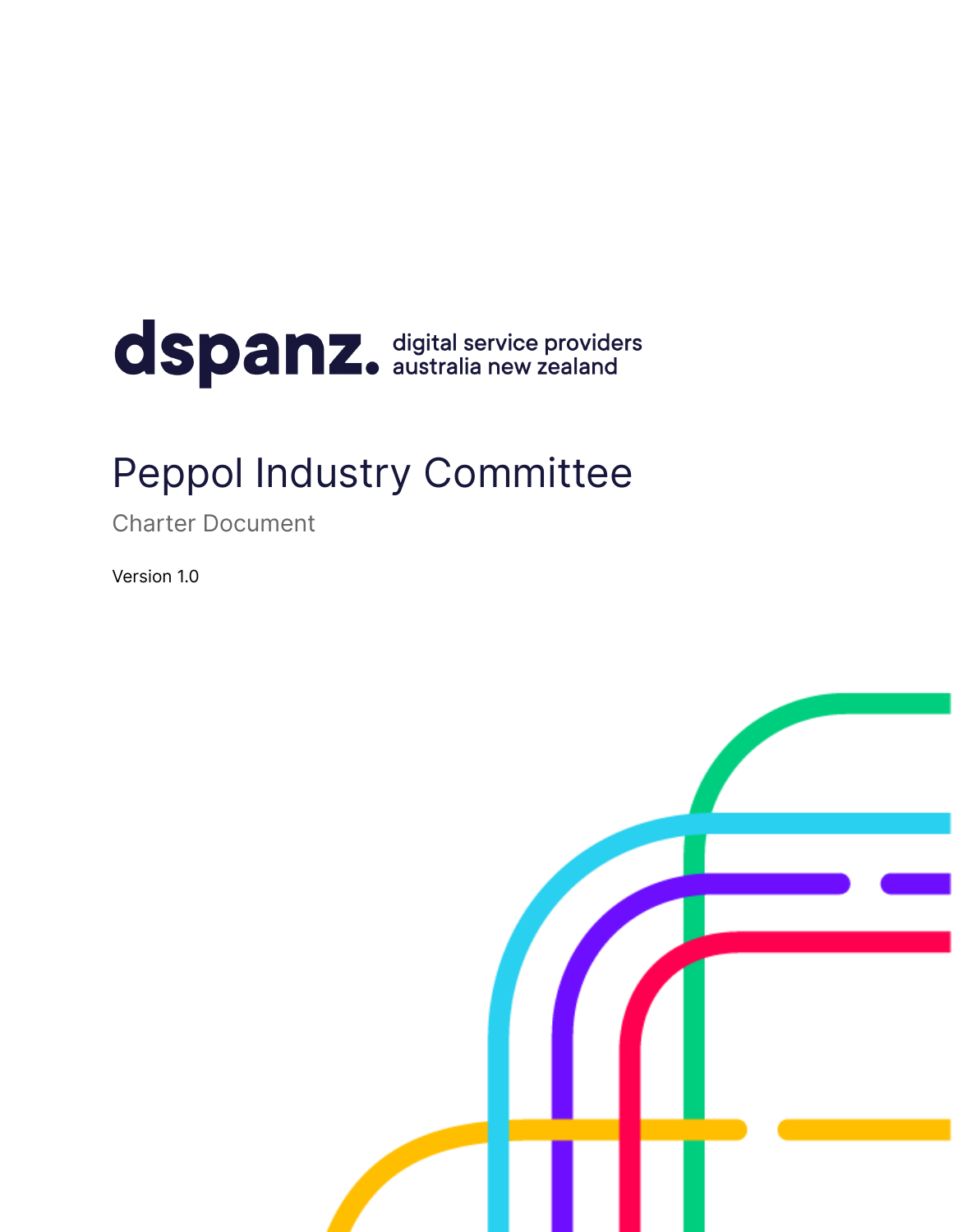dspanz. digital service providers australia new zealand

# Peppol Industry Committee

## Charter Document

Version 1.0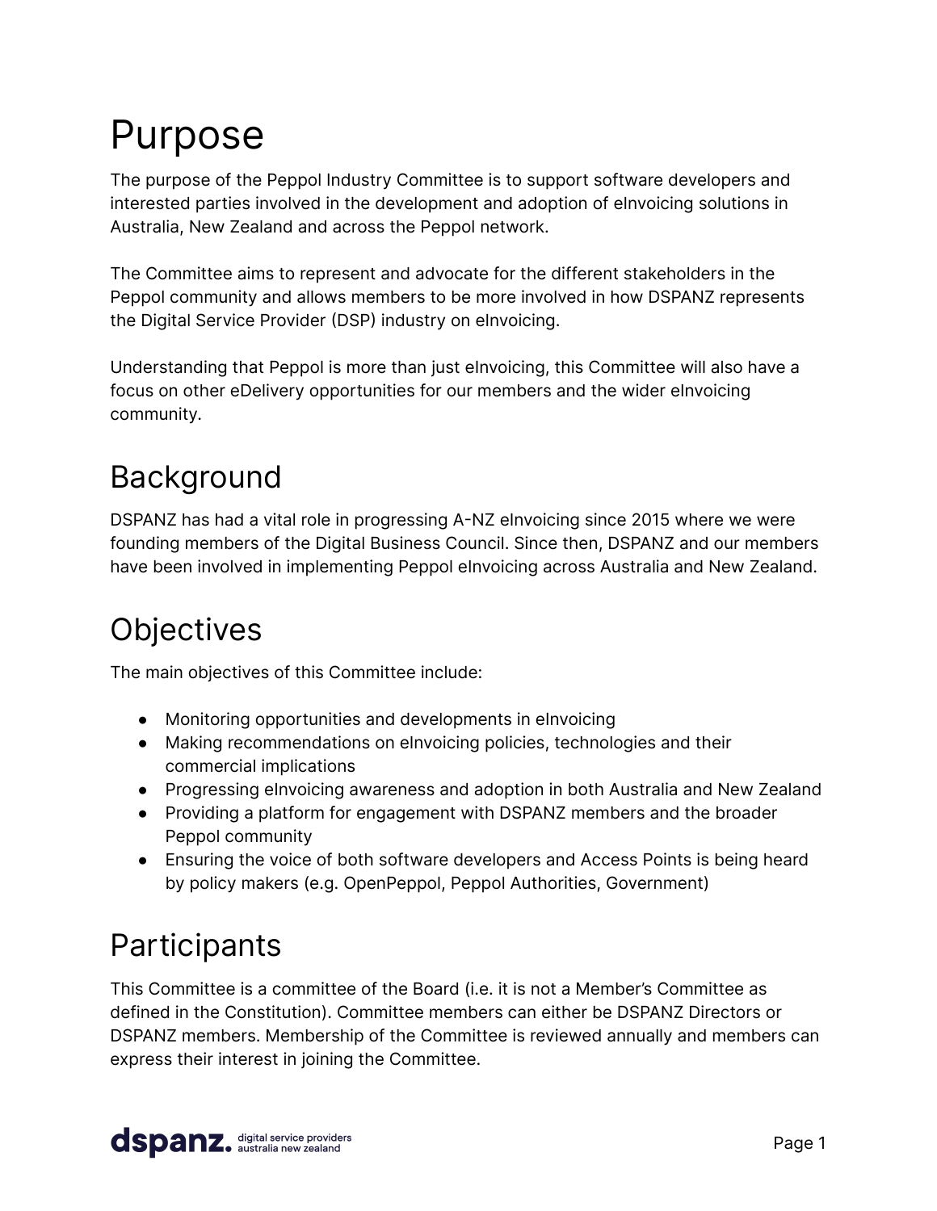# Purpose

The purpose of the Peppol Industry Committee is to support software developers and interested parties involved in the development and adoption of eInvoicing solutions in Australia, New Zealand and across the Peppol network.

The Committee aims to represent and advocate for the different stakeholders in the Peppol community and allows members to be more involved in how DSPANZ represents the Digital Service Provider (DSP) industry on eInvoicing.

Understanding that Peppol is more than just eInvoicing, this Committee will also have a focus on other eDelivery opportunities for our members and the wider eInvoicing community.

# Background

DSPANZ has had a vital role in progressing A-NZ eInvoicing since 2015 where we were founding members of the Digital Business Council. Since then, DSPANZ and our members have been involved in implementing Peppol eInvoicing across Australia and New Zealand.

# Objectives

The main objectives of this Committee include:

- Monitoring opportunities and developments in eInvoicing
- Making recommendations on eInvoicing policies, technologies and their commercial implications
- Progressing eInvoicing awareness and adoption in both Australia and New Zealand
- Providing a platform for engagement with DSPANZ members and the broader Peppol community
- Ensuring the voice of both software developers and Access Points is being heard by policy makers (e.g. OpenPeppol, Peppol Authorities, Government)

# Participants

This Committee is a committee of the Board (i.e. it is not a Member's Committee as defined in the Constitution). Committee members can either be DSPANZ Directors or DSPANZ members. Membership of the Committee is reviewed annually and members can express their interest in joining the Committee.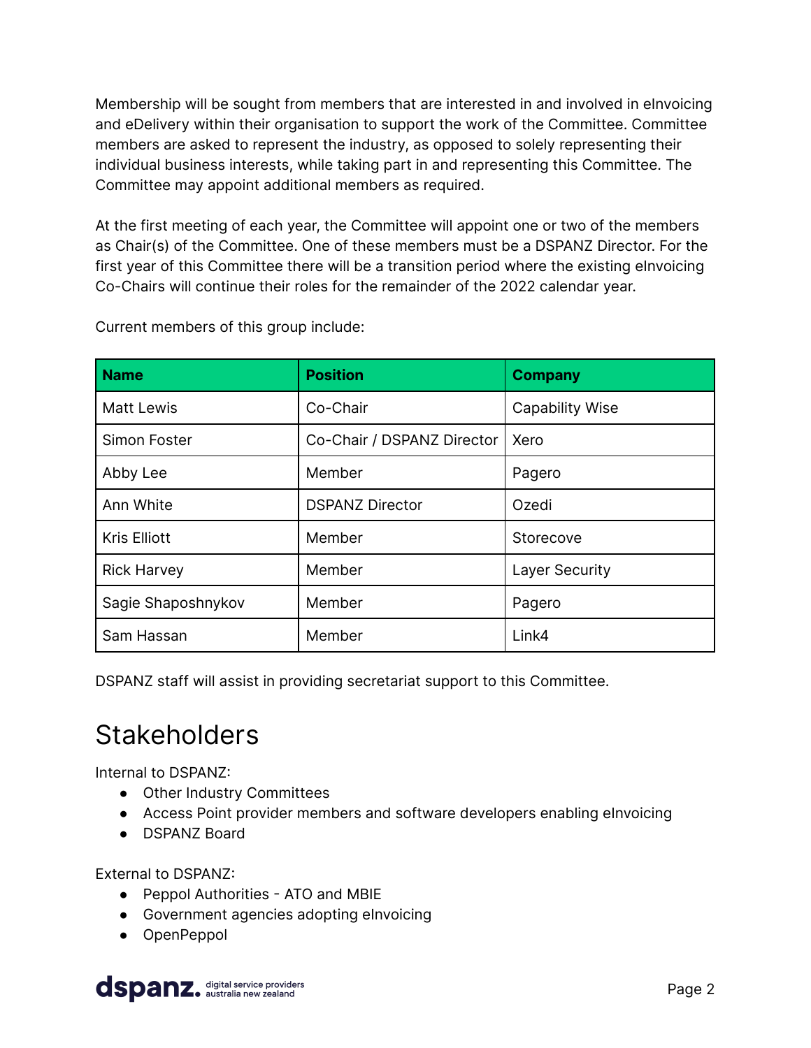Membership will be sought from members that are interested in and involved in eInvoicing and eDelivery within their organisation to support the work of the Committee. Committee members are asked to represent the industry, as opposed to solely representing their individual business interests, while taking part in and representing this Committee. The Committee may appoint additional members as required.

At the first meeting of each year, the Committee will appoint one or two of the members as Chair(s) of the Committee. One of these members must be a DSPANZ Director. For the first year of this Committee there will be a transition period where the existing eInvoicing Co-Chairs will continue their roles for the remainder of the 2022 calendar year.

Current members of this group include:

| Name | Position | Company |
|---|---|---|
| Matt Lewis | Co-Chair | Capability Wise |
| Simon Foster | Co-Chair / DSPANZ Director | Xero |
| Abby Lee | Member | Pagero |
| Ann White | DSPANZ Director | Ozedi |
| Kris Elliott | Member | Storecove |
| Rick Harvey | Member | Layer Security |
| Sagie Shaposhnykov | Member | Pagero |
| Sam Hassan | Member | Link4 |

DSPANZ staff will assist in providing secretariat support to this Committee.

# Stakeholders

Internal to DSPANZ:

- Other Industry Committees
- Access Point provider members and software developers enabling eInvoicing
- DSPANZ Board

External to DSPANZ:

- Peppol Authorities - ATO and MBIE
- Government agencies adopting eInvoicing
- OpenPeppol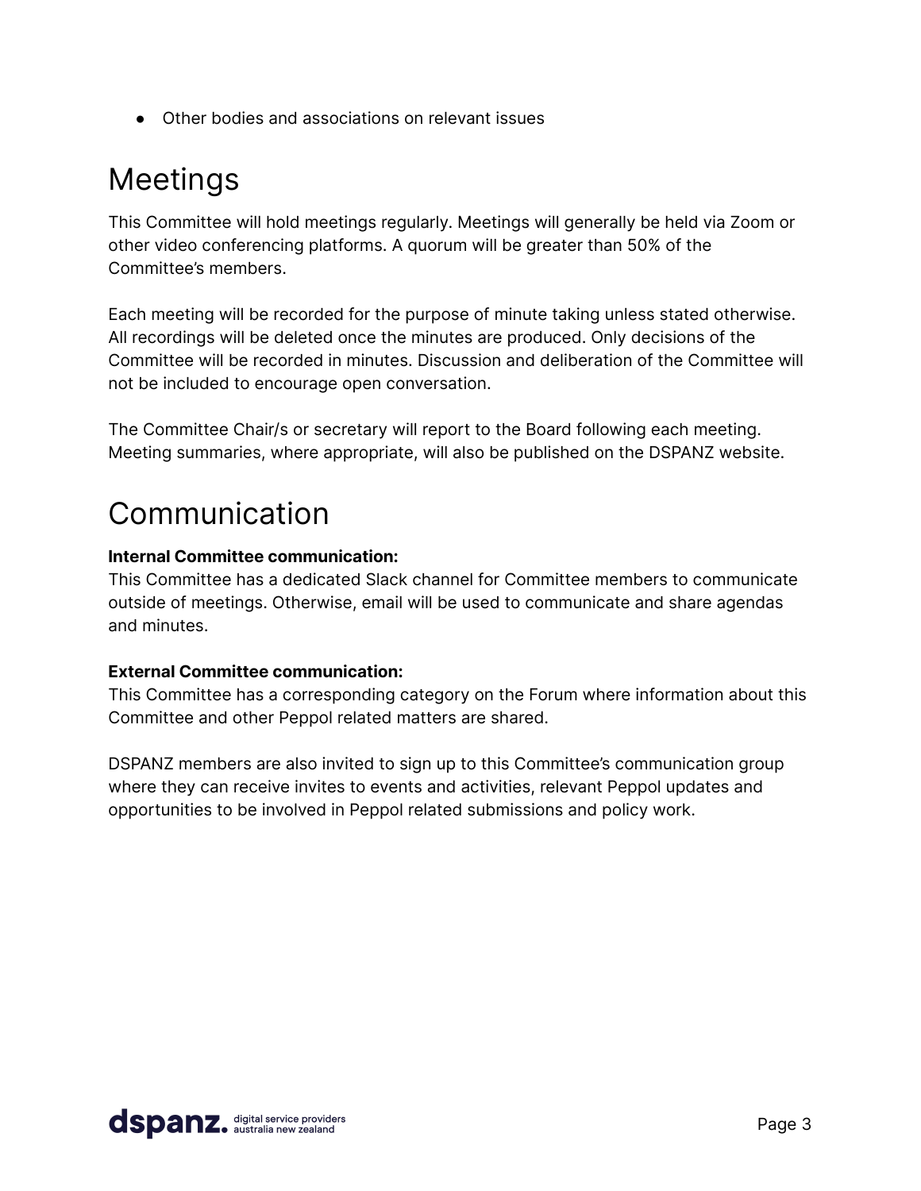- Other bodies and associations on relevant issues

# Meetings

This Committee will hold meetings regularly. Meetings will generally be held via Zoom or other video conferencing platforms. A quorum will be greater than 50% of the Committee's members.

Each meeting will be recorded for the purpose of minute taking unless stated otherwise. All recordings will be deleted once the minutes are produced. Only decisions of the Committee will be recorded in minutes. Discussion and deliberation of the Committee will not be included to encourage open conversation.

The Committee Chair/s or secretary will report to the Board following each meeting. Meeting summaries, where appropriate, will also be published on the DSPANZ website.

# Communication

**Internal Committee communication:**
This Committee has a dedicated Slack channel for Committee members to communicate outside of meetings. Otherwise, email will be used to communicate and share agendas and minutes.

**External Committee communication:**
This Committee has a corresponding category on the Forum where information about this Committee and other Peppol related matters are shared.

DSPANZ members are also invited to sign up to this Committee's communication group where they can receive invites to events and activities, relevant Peppol updates and opportunities to be involved in Peppol related submissions and policy work.